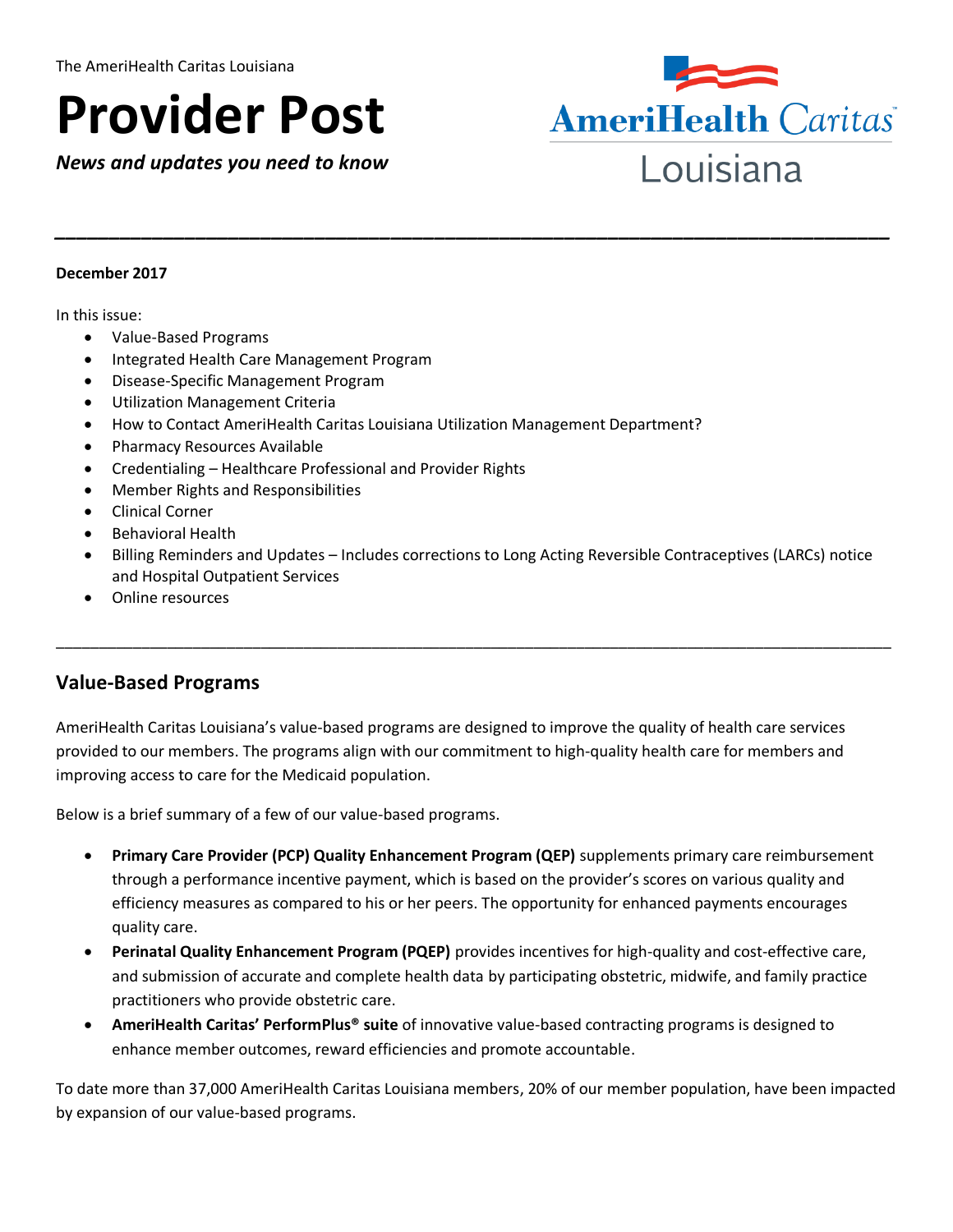The AmeriHealth Caritas Louisiana

# Provider Post

***News and updates you need to know***

AmeriHealth Caritas Louisiana

---

**December 2017**

In this issue:

- Value-Based Programs
- Integrated Health Care Management Program
- Disease-Specific Management Program
- Utilization Management Criteria
- How to Contact AmeriHealth Caritas Louisiana Utilization Management Department?
- Pharmacy Resources Available
- Credentialing – Healthcare Professional and Provider Rights
- Member Rights and Responsibilities
- Clinical Corner
- Behavioral Health
- Billing Reminders and Updates – Includes corrections to Long Acting Reversible Contraceptives (LARCs) notice and Hospital Outpatient Services
- Online resources

---

## Value-Based Programs

AmeriHealth Caritas Louisiana's value-based programs are designed to improve the quality of health care services provided to our members. The programs align with our commitment to high-quality health care for members and improving access to care for the Medicaid population.

Below is a brief summary of a few of our value-based programs.

- **Primary Care Provider (PCP) Quality Enhancement Program (QEP)** supplements primary care reimbursement through a performance incentive payment, which is based on the provider's scores on various quality and efficiency measures as compared to his or her peers. The opportunity for enhanced payments encourages quality care.
- **Perinatal Quality Enhancement Program (PQEP)** provides incentives for high-quality and cost-effective care, and submission of accurate and complete health data by participating obstetric, midwife, and family practice practitioners who provide obstetric care.
- **AmeriHealth Caritas' PerformPlus® suite** of innovative value-based contracting programs is designed to enhance member outcomes, reward efficiencies and promote accountable.

To date more than 37,000 AmeriHealth Caritas Louisiana members, 20% of our member population, have been impacted by expansion of our value-based programs.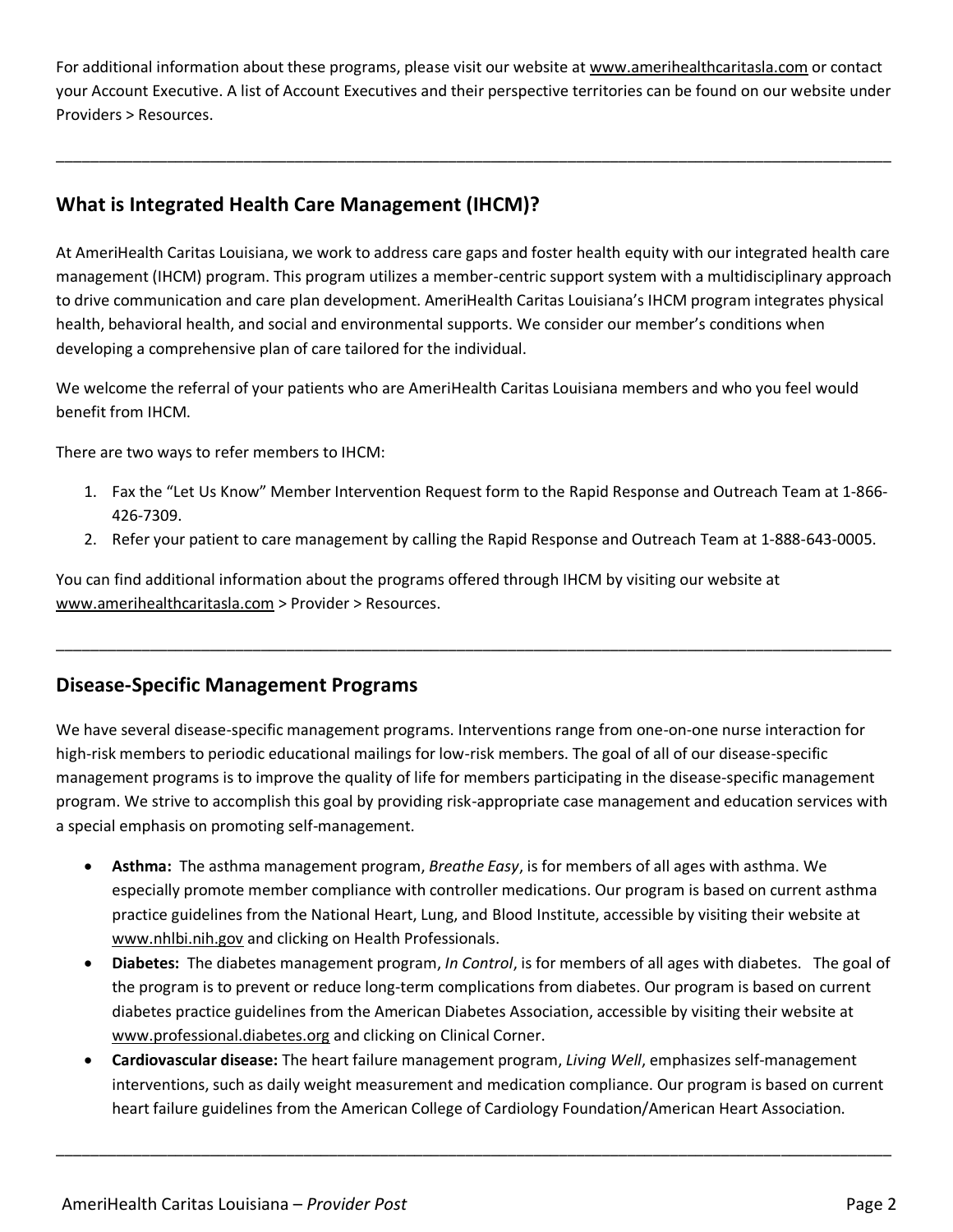For additional information about these programs, please visit our website at www.amerihealthcaritasla.com or contact your Account Executive. A list of Account Executives and their perspective territories can be found on our website under Providers > Resources.

---

## What is Integrated Health Care Management (IHCM)?

At AmeriHealth Caritas Louisiana, we work to address care gaps and foster health equity with our integrated health care management (IHCM) program. This program utilizes a member-centric support system with a multidisciplinary approach to drive communication and care plan development. AmeriHealth Caritas Louisiana's IHCM program integrates physical health, behavioral health, and social and environmental supports. We consider our member's conditions when developing a comprehensive plan of care tailored for the individual.

We welcome the referral of your patients who are AmeriHealth Caritas Louisiana members and who you feel would benefit from IHCM.

There are two ways to refer members to IHCM:

1. Fax the "Let Us Know" Member Intervention Request form to the Rapid Response and Outreach Team at 1-866-426-7309.
2. Refer your patient to care management by calling the Rapid Response and Outreach Team at 1-888-643-0005.

You can find additional information about the programs offered through IHCM by visiting our website at www.amerihealthcaritasla.com > Provider > Resources.

---

## Disease-Specific Management Programs

We have several disease-specific management programs. Interventions range from one-on-one nurse interaction for high-risk members to periodic educational mailings for low-risk members. The goal of all of our disease-specific management programs is to improve the quality of life for members participating in the disease-specific management program. We strive to accomplish this goal by providing risk-appropriate case management and education services with a special emphasis on promoting self-management.

- **Asthma:** The asthma management program, *Breathe Easy*, is for members of all ages with asthma. We especially promote member compliance with controller medications. Our program is based on current asthma practice guidelines from the National Heart, Lung, and Blood Institute, accessible by visiting their website at www.nhlbi.nih.gov and clicking on Health Professionals.
- **Diabetes:** The diabetes management program, *In Control*, is for members of all ages with diabetes. The goal of the program is to prevent or reduce long-term complications from diabetes. Our program is based on current diabetes practice guidelines from the American Diabetes Association, accessible by visiting their website at www.professional.diabetes.org and clicking on Clinical Corner.
- **Cardiovascular disease:** The heart failure management program, *Living Well*, emphasizes self-management interventions, such as daily weight measurement and medication compliance. Our program is based on current heart failure guidelines from the American College of Cardiology Foundation/American Heart Association.

---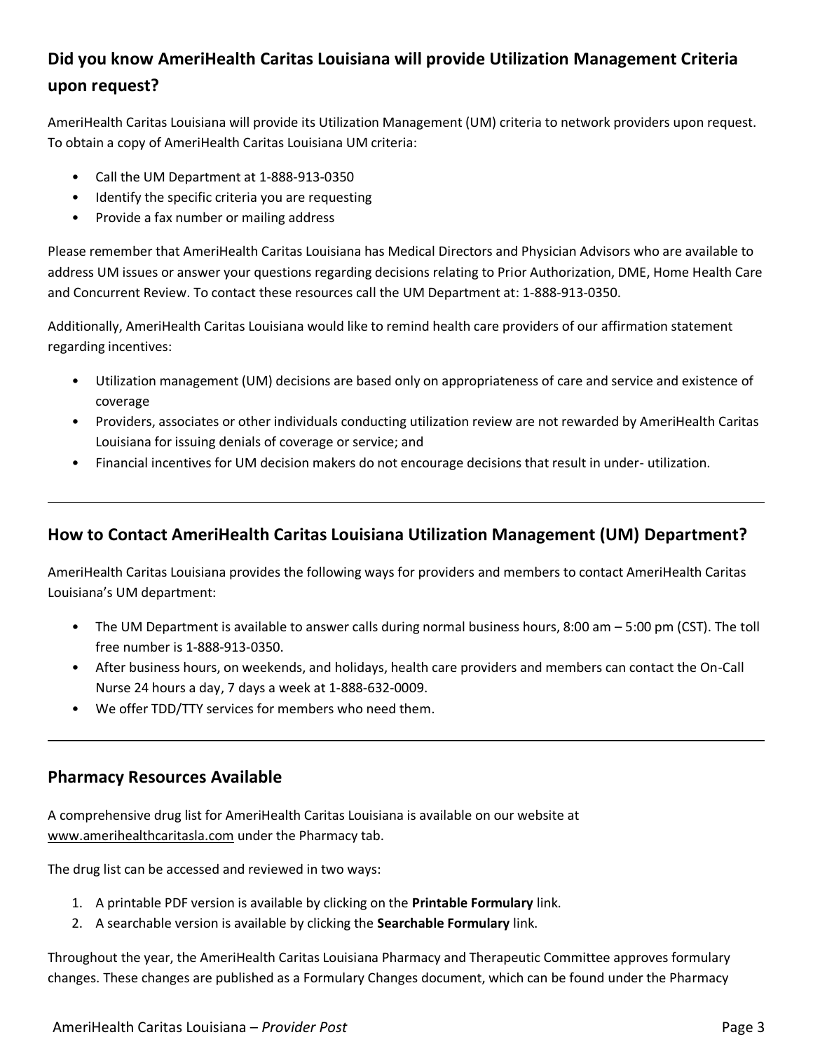## Did you know AmeriHealth Caritas Louisiana will provide Utilization Management Criteria upon request?

AmeriHealth Caritas Louisiana will provide its Utilization Management (UM) criteria to network providers upon request. To obtain a copy of AmeriHealth Caritas Louisiana UM criteria:

- Call the UM Department at 1-888-913-0350
- Identify the specific criteria you are requesting
- Provide a fax number or mailing address

Please remember that AmeriHealth Caritas Louisiana has Medical Directors and Physician Advisors who are available to address UM issues or answer your questions regarding decisions relating to Prior Authorization, DME, Home Health Care and Concurrent Review. To contact these resources call the UM Department at: 1-888-913-0350.

Additionally, AmeriHealth Caritas Louisiana would like to remind health care providers of our affirmation statement regarding incentives:

- Utilization management (UM) decisions are based only on appropriateness of care and service and existence of coverage
- Providers, associates or other individuals conducting utilization review are not rewarded by AmeriHealth Caritas Louisiana for issuing denials of coverage or service; and
- Financial incentives for UM decision makers do not encourage decisions that result in under- utilization.

---

## How to Contact AmeriHealth Caritas Louisiana Utilization Management (UM) Department?

AmeriHealth Caritas Louisiana provides the following ways for providers and members to contact AmeriHealth Caritas Louisiana's UM department:

- The UM Department is available to answer calls during normal business hours, 8:00 am – 5:00 pm (CST). The toll free number is 1-888-913-0350.
- After business hours, on weekends, and holidays, health care providers and members can contact the On-Call Nurse 24 hours a day, 7 days a week at 1-888-632-0009.
- We offer TDD/TTY services for members who need them.

---

## Pharmacy Resources Available

A comprehensive drug list for AmeriHealth Caritas Louisiana is available on our website at www.amerihealthcaritasla.com under the Pharmacy tab.

The drug list can be accessed and reviewed in two ways:

1. A printable PDF version is available by clicking on the **Printable Formulary** link.
2. A searchable version is available by clicking the **Searchable Formulary** link.

Throughout the year, the AmeriHealth Caritas Louisiana Pharmacy and Therapeutic Committee approves formulary changes. These changes are published as a Formulary Changes document, which can be found under the Pharmacy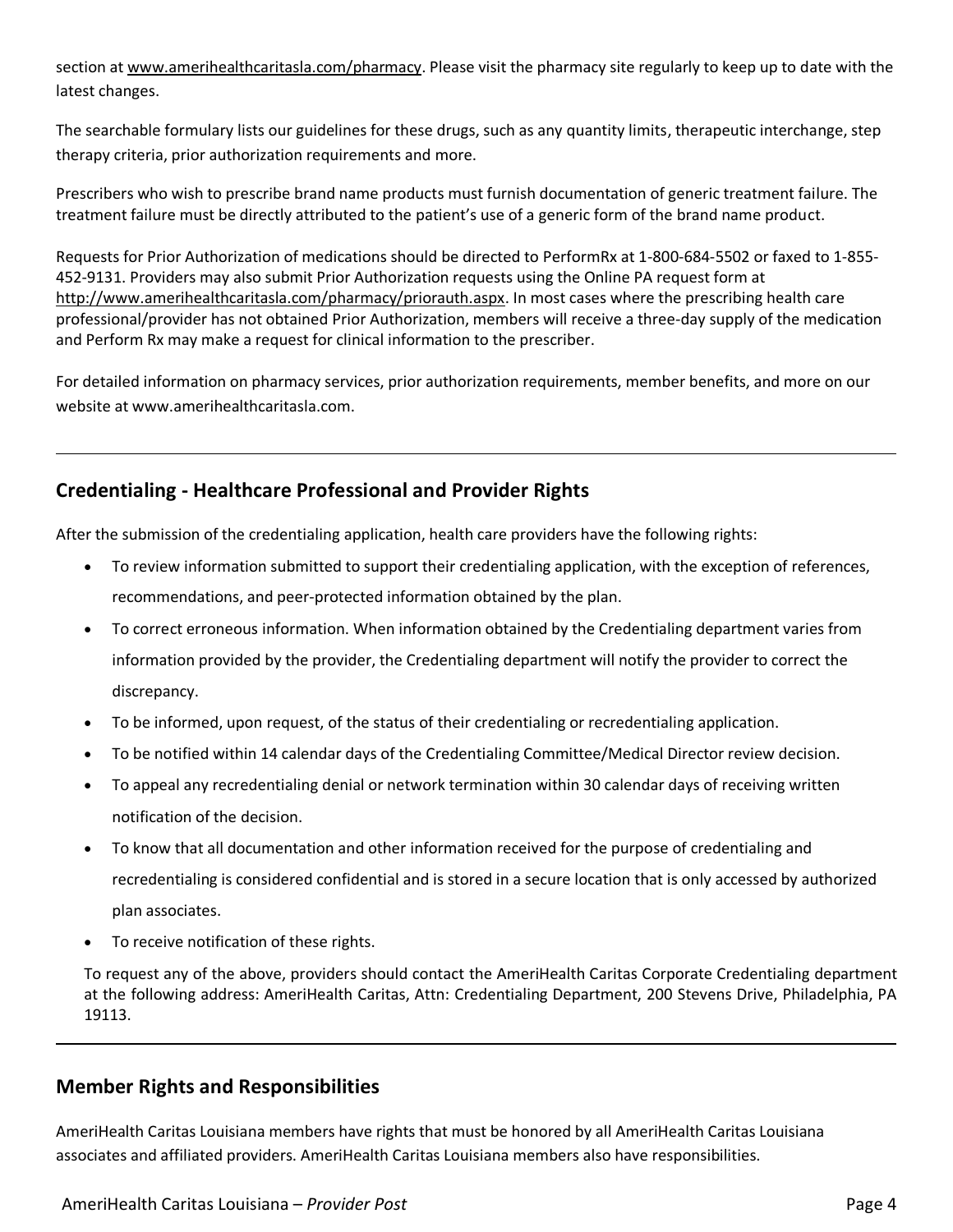section at www.amerihealthcaritasla.com/pharmacy. Please visit the pharmacy site regularly to keep up to date with the latest changes.

The searchable formulary lists our guidelines for these drugs, such as any quantity limits, therapeutic interchange, step therapy criteria, prior authorization requirements and more.

Prescribers who wish to prescribe brand name products must furnish documentation of generic treatment failure. The treatment failure must be directly attributed to the patient's use of a generic form of the brand name product.

Requests for Prior Authorization of medications should be directed to PerformRx at 1-800-684-5502 or faxed to 1-855-452-9131. Providers may also submit Prior Authorization requests using the Online PA request form at http://www.amerihealthcaritasla.com/pharmacy/priorauth.aspx. In most cases where the prescribing health care professional/provider has not obtained Prior Authorization, members will receive a three-day supply of the medication and Perform Rx may make a request for clinical information to the prescriber.

For detailed information on pharmacy services, prior authorization requirements, member benefits, and more on our website at www.amerihealthcaritasla.com.

---

## Credentialing - Healthcare Professional and Provider Rights

After the submission of the credentialing application, health care providers have the following rights:

- To review information submitted to support their credentialing application, with the exception of references, recommendations, and peer-protected information obtained by the plan.
- To correct erroneous information. When information obtained by the Credentialing department varies from information provided by the provider, the Credentialing department will notify the provider to correct the discrepancy.
- To be informed, upon request, of the status of their credentialing or recredentialing application.
- To be notified within 14 calendar days of the Credentialing Committee/Medical Director review decision.
- To appeal any recredentialing denial or network termination within 30 calendar days of receiving written notification of the decision.
- To know that all documentation and other information received for the purpose of credentialing and recredentialing is considered confidential and is stored in a secure location that is only accessed by authorized plan associates.
- To receive notification of these rights.

To request any of the above, providers should contact the AmeriHealth Caritas Corporate Credentialing department at the following address: AmeriHealth Caritas, Attn: Credentialing Department, 200 Stevens Drive, Philadelphia, PA 19113.

---

## Member Rights and Responsibilities

AmeriHealth Caritas Louisiana members have rights that must be honored by all AmeriHealth Caritas Louisiana associates and affiliated providers. AmeriHealth Caritas Louisiana members also have responsibilities.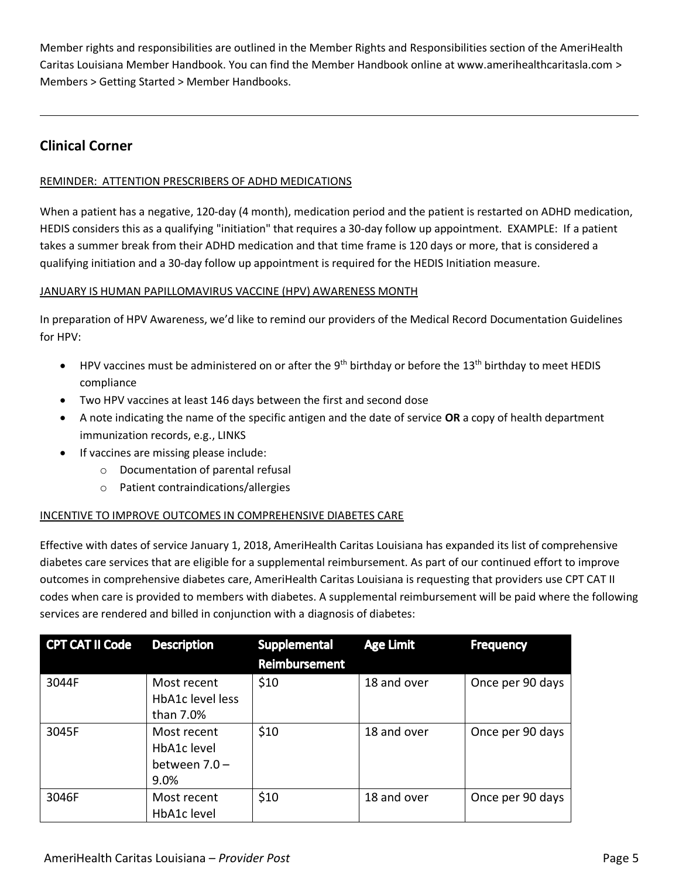Member rights and responsibilities are outlined in the Member Rights and Responsibilities section of the AmeriHealth Caritas Louisiana Member Handbook. You can find the Member Handbook online at www.amerihealthcaritasla.com > Members > Getting Started > Member Handbooks.

---

## Clinical Corner

REMINDER: ATTENTION PRESCRIBERS OF ADHD MEDICATIONS

When a patient has a negative, 120-day (4 month), medication period and the patient is restarted on ADHD medication, HEDIS considers this as a qualifying "initiation" that requires a 30-day follow up appointment. EXAMPLE: If a patient takes a summer break from their ADHD medication and that time frame is 120 days or more, that is considered a qualifying initiation and a 30-day follow up appointment is required for the HEDIS Initiation measure.

JANUARY IS HUMAN PAPILLOMAVIRUS VACCINE (HPV) AWARENESS MONTH

In preparation of HPV Awareness, we'd like to remind our providers of the Medical Record Documentation Guidelines for HPV:

- HPV vaccines must be administered on or after the 9th birthday or before the 13th birthday to meet HEDIS compliance
- Two HPV vaccines at least 146 days between the first and second dose
- A note indicating the name of the specific antigen and the date of service **OR** a copy of health department immunization records, e.g., LINKS
- If vaccines are missing please include:
  - Documentation of parental refusal
  - Patient contraindications/allergies

INCENTIVE TO IMPROVE OUTCOMES IN COMPREHENSIVE DIABETES CARE

Effective with dates of service January 1, 2018, AmeriHealth Caritas Louisiana has expanded its list of comprehensive diabetes care services that are eligible for a supplemental reimbursement. As part of our continued effort to improve outcomes in comprehensive diabetes care, AmeriHealth Caritas Louisiana is requesting that providers use CPT CAT II codes when care is provided to members with diabetes. A supplemental reimbursement will be paid where the following services are rendered and billed in conjunction with a diagnosis of diabetes:

| CPT CAT II Code | Description | Supplemental Reimbursement | Age Limit | Frequency |
|---|---|---|---|---|
| 3044F | Most recent HbA1c level less than 7.0% | $10 | 18 and over | Once per 90 days |
| 3045F | Most recent HbA1c level between 7.0 – 9.0% | $10 | 18 and over | Once per 90 days |
| 3046F | Most recent HbA1c level | $10 | 18 and over | Once per 90 days |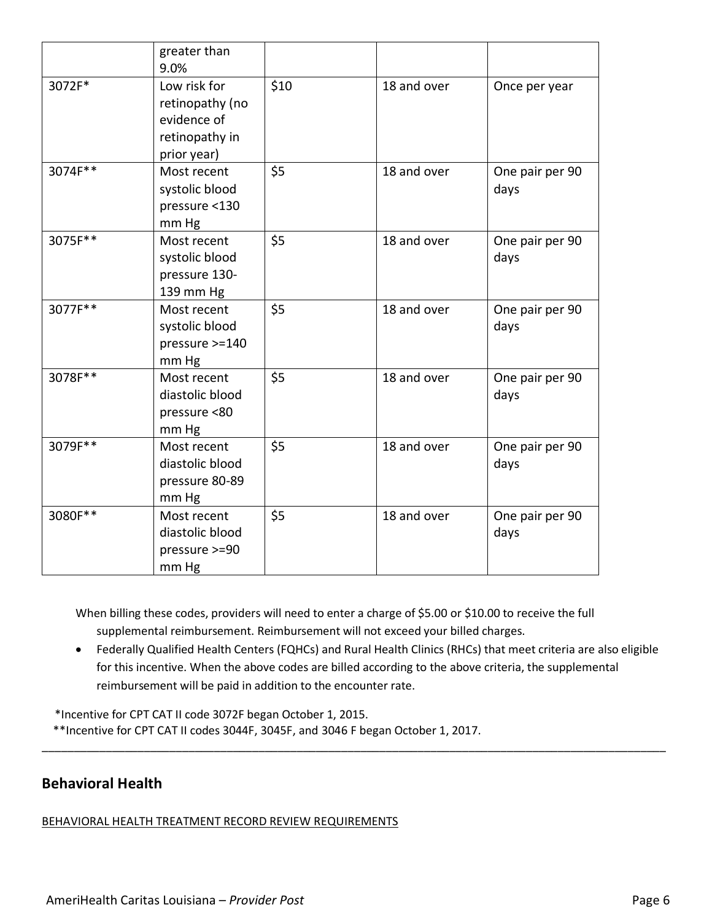| | greater than 9.0% | | | |
|---|---|---|---|---|
| 3072F* | Low risk for retinopathy (no evidence of retinopathy in prior year) | $10 | 18 and over | Once per year |
| 3074F** | Most recent systolic blood pressure <130 mm Hg | $5 | 18 and over | One pair per 90 days |
| 3075F** | Most recent systolic blood pressure 130-139 mm Hg | $5 | 18 and over | One pair per 90 days |
| 3077F** | Most recent systolic blood pressure >=140 mm Hg | $5 | 18 and over | One pair per 90 days |
| 3078F** | Most recent diastolic blood pressure <80 mm Hg | $5 | 18 and over | One pair per 90 days |
| 3079F** | Most recent diastolic blood pressure 80-89 mm Hg | $5 | 18 and over | One pair per 90 days |
| 3080F** | Most recent diastolic blood pressure >=90 mm Hg | $5 | 18 and over | One pair per 90 days |

When billing these codes, providers will need to enter a charge of $5.00 or $10.00 to receive the full supplemental reimbursement. Reimbursement will not exceed your billed charges.

- Federally Qualified Health Centers (FQHCs) and Rural Health Clinics (RHCs) that meet criteria are also eligible for this incentive. When the above codes are billed according to the above criteria, the supplemental reimbursement will be paid in addition to the encounter rate.

*Incentive for CPT CAT II code 3072F began October 1, 2015.
**Incentive for CPT CAT II codes 3044F, 3045F, and 3046 F began October 1, 2017.

---

## Behavioral Health

BEHAVIORAL HEALTH TREATMENT RECORD REVIEW REQUIREMENTS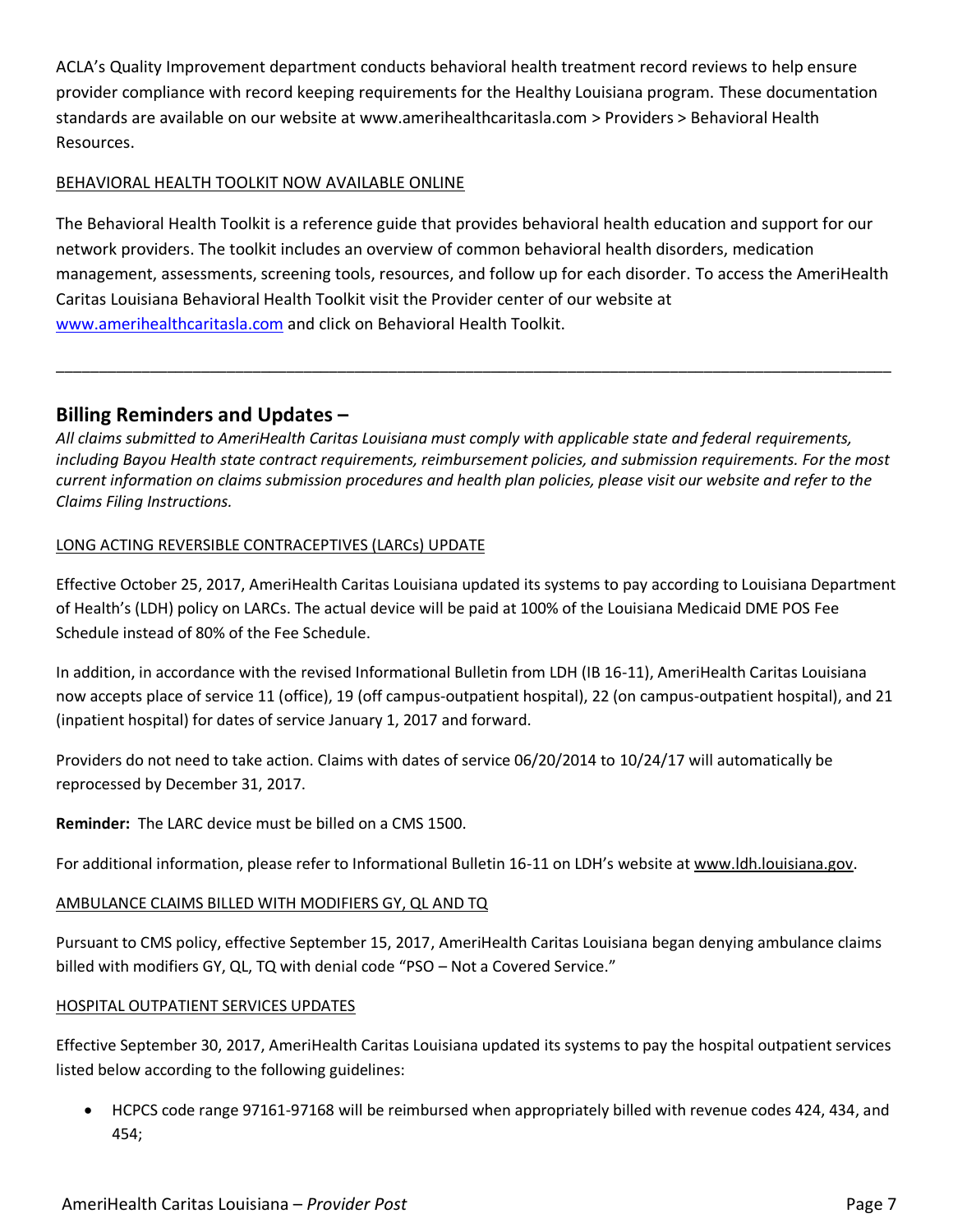ACLA's Quality Improvement department conducts behavioral health treatment record reviews to help ensure provider compliance with record keeping requirements for the Healthy Louisiana program. These documentation standards are available on our website at www.amerihealthcaritasla.com > Providers > Behavioral Health Resources.

BEHAVIORAL HEALTH TOOLKIT NOW AVAILABLE ONLINE

The Behavioral Health Toolkit is a reference guide that provides behavioral health education and support for our network providers. The toolkit includes an overview of common behavioral health disorders, medication management, assessments, screening tools, resources, and follow up for each disorder. To access the AmeriHealth Caritas Louisiana Behavioral Health Toolkit visit the Provider center of our website at [www.amerihealthcaritasla.com](http://www.amerihealthcaritasla.com) and click on Behavioral Health Toolkit.

---

## Billing Reminders and Updates –

*All claims submitted to AmeriHealth Caritas Louisiana must comply with applicable state and federal requirements, including Bayou Health state contract requirements, reimbursement policies, and submission requirements. For the most current information on claims submission procedures and health plan policies, please visit our website and refer to the Claims Filing Instructions.*

LONG ACTING REVERSIBLE CONTRACEPTIVES (LARCs) UPDATE

Effective October 25, 2017, AmeriHealth Caritas Louisiana updated its systems to pay according to Louisiana Department of Health's (LDH) policy on LARCs. The actual device will be paid at 100% of the Louisiana Medicaid DME POS Fee Schedule instead of 80% of the Fee Schedule.

In addition, in accordance with the revised Informational Bulletin from LDH (IB 16-11), AmeriHealth Caritas Louisiana now accepts place of service 11 (office), 19 (off campus-outpatient hospital), 22 (on campus-outpatient hospital), and 21 (inpatient hospital) for dates of service January 1, 2017 and forward.

Providers do not need to take action. Claims with dates of service 06/20/2014 to 10/24/17 will automatically be reprocessed by December 31, 2017.

**Reminder:** The LARC device must be billed on a CMS 1500.

For additional information, please refer to Informational Bulletin 16-11 on LDH's website at www.ldh.louisiana.gov.

AMBULANCE CLAIMS BILLED WITH MODIFIERS GY, QL AND TQ

Pursuant to CMS policy, effective September 15, 2017, AmeriHealth Caritas Louisiana began denying ambulance claims billed with modifiers GY, QL, TQ with denial code "PSO – Not a Covered Service."

HOSPITAL OUTPATIENT SERVICES UPDATES

Effective September 30, 2017, AmeriHealth Caritas Louisiana updated its systems to pay the hospital outpatient services listed below according to the following guidelines:

- HCPCS code range 97161-97168 will be reimbursed when appropriately billed with revenue codes 424, 434, and 454;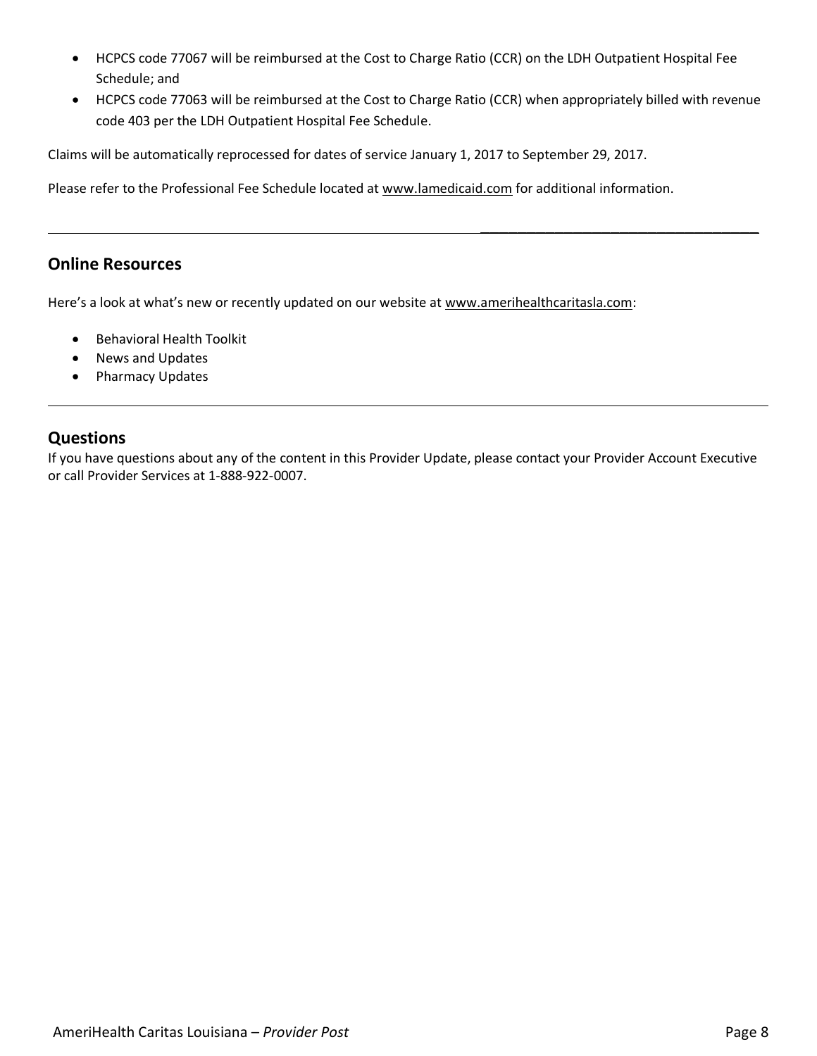- HCPCS code 77067 will be reimbursed at the Cost to Charge Ratio (CCR) on the LDH Outpatient Hospital Fee Schedule; and
- HCPCS code 77063 will be reimbursed at the Cost to Charge Ratio (CCR) when appropriately billed with revenue code 403 per the LDH Outpatient Hospital Fee Schedule.

Claims will be automatically reprocessed for dates of service January 1, 2017 to September 29, 2017.

Please refer to the Professional Fee Schedule located at www.lamedicaid.com for additional information.

## Online Resources

Here's a look at what's new or recently updated on our website at www.amerihealthcaritasla.com:

- Behavioral Health Toolkit
- News and Updates
- Pharmacy Updates

## Questions

If you have questions about any of the content in this Provider Update, please contact your Provider Account Executive or call Provider Services at 1-888-922-0007.